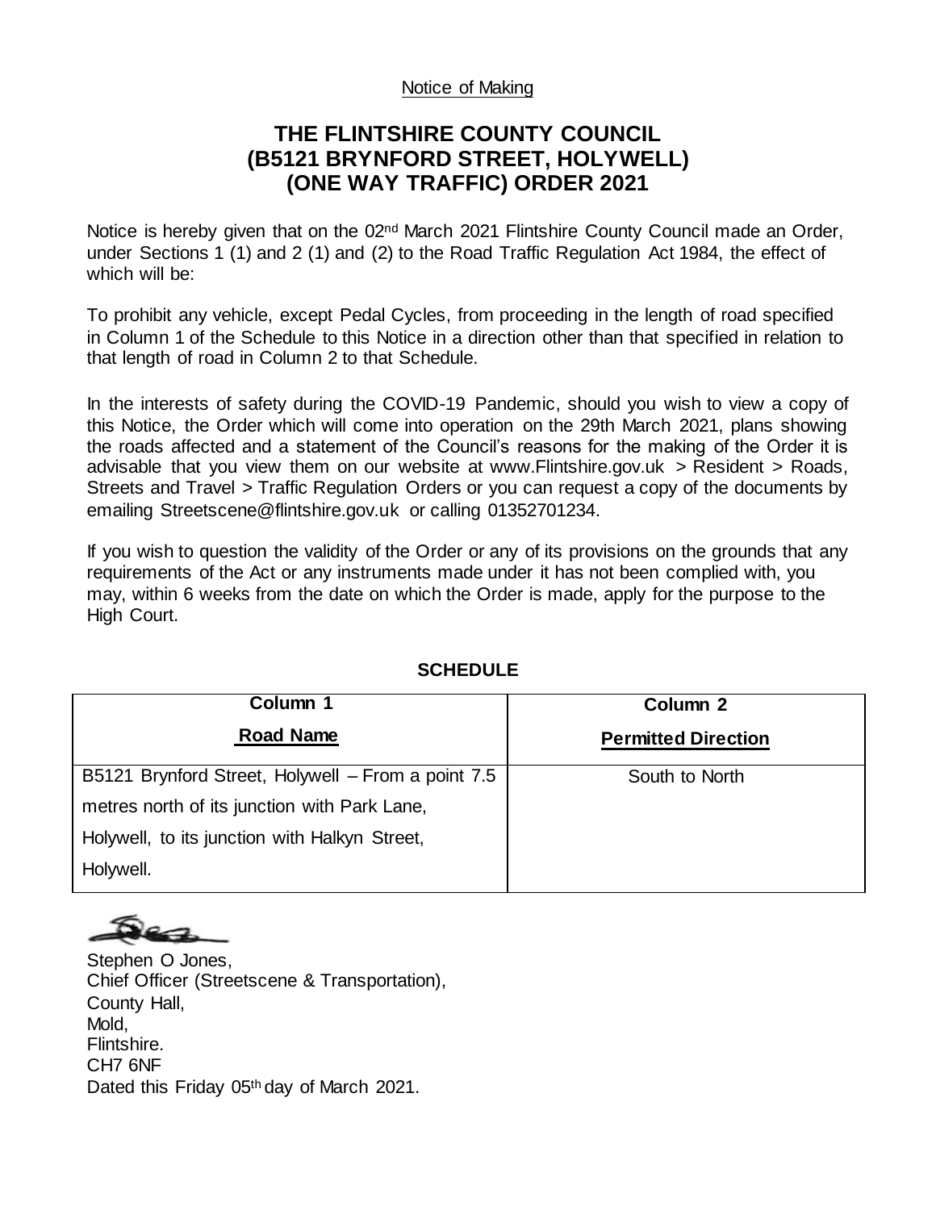Notice of Making

# THE FLINTSHIRE COUNTY COUNCIL (B5121 BRYNFORD STREET, HOLYWELL) (ONE WAY TRAFFIC) ORDER 2021

Notice is hereby given that on the 02nd March 2021 Flintshire County Council made an Order, under Sections 1 (1) and 2 (1) and (2) to the Road Traffic Regulation Act 1984, the effect of which will be:

To prohibit any vehicle, except Pedal Cycles, from proceeding in the length of road specified in Column 1 of the Schedule to this Notice in a direction other than that specified in relation to that length of road in Column 2 to that Schedule.

In the interests of safety during the COVID-19 Pandemic, should you wish to view a copy of this Notice, the Order which will come into operation on the 29th March 2021, plans showing the roads affected and a statement of the Council's reasons for the making of the Order it is advisable that you view them on our website at www.Flintshire.gov.uk > Resident > Roads, Streets and Travel > Traffic Regulation Orders or you can request a copy of the documents by emailing Streetscene@flintshire.gov.uk or calling 01352701234.

If you wish to question the validity of the Order or any of its provisions on the grounds that any requirements of the Act or any instruments made under it has not been complied with, you may, within 6 weeks from the date on which the Order is made, apply for the purpose to the High Court.

**SCHEDULE**

| Column 1<br>Road Name | Column 2<br>Permitted Direction |
|---|---|
| B5121 Brynford Street, Holywell – From a point 7.5 metres north of its junction with Park Lane, Holywell, to its junction with Halkyn Street, Holywell. | South to North |

Stephen O Jones,
Chief Officer (Streetscene & Transportation),
County Hall,
Mold,
Flintshire.
CH7 6NF
Dated this Friday 05th day of March 2021.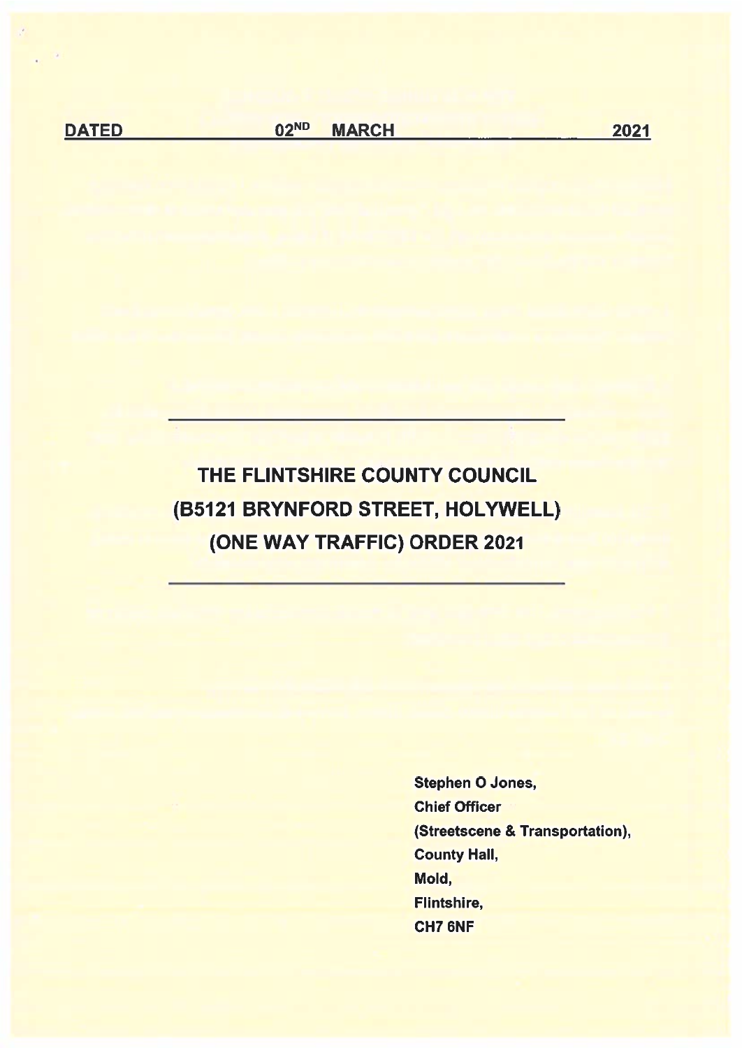**DATED 02ND MARCH 2021**

---

# THE FLINTSHIRE COUNTY COUNCIL (B5121 BRYNFORD STREET, HOLYWELL) (ONE WAY TRAFFIC) ORDER 2021

---

**Stephen O Jones,**
**Chief Officer**
**(Streetscene & Transportation),**
**County Hall,**
**Mold,**
**Flintshire,**
**CH7 6NF**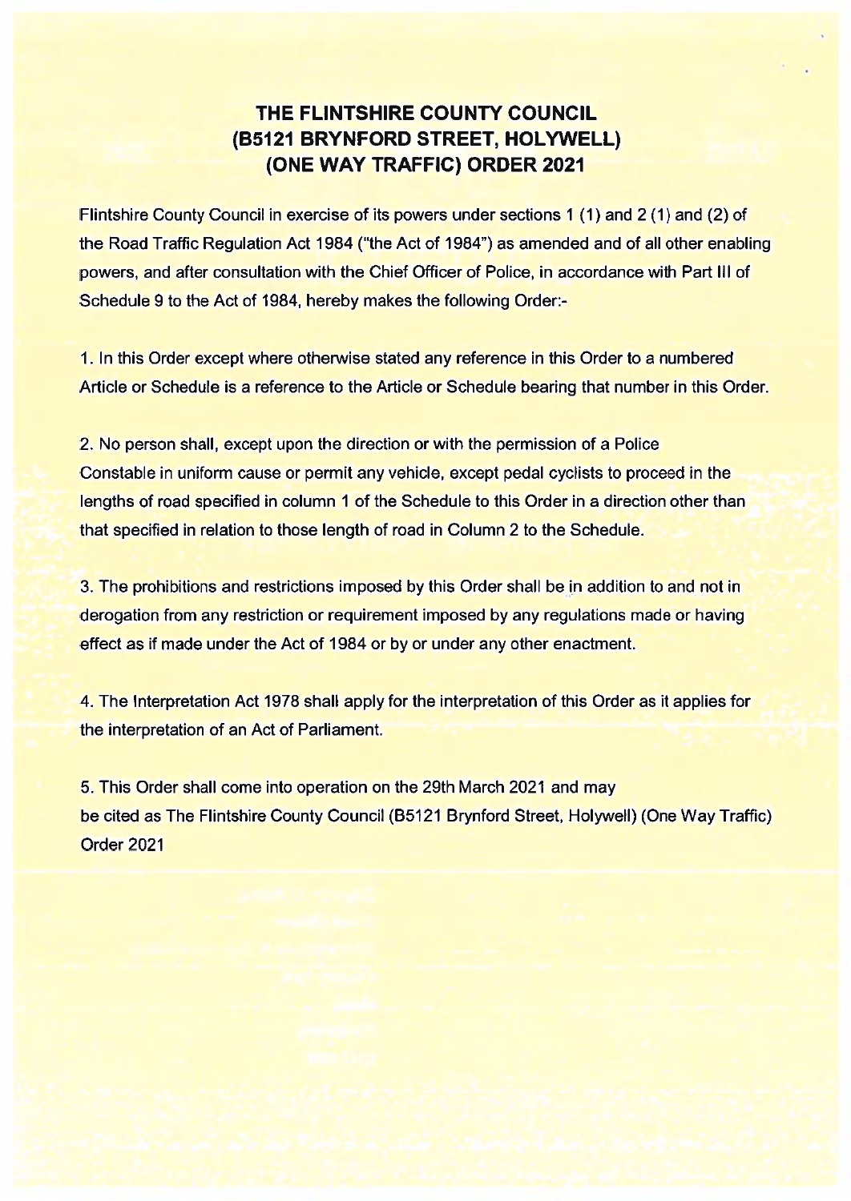# THE FLINTSHIRE COUNTY COUNCIL (B5121 BRYNFORD STREET, HOLYWELL) (ONE WAY TRAFFIC) ORDER 2021

Flintshire County Council in exercise of its powers under sections 1 (1) and 2 (1) and (2) of the Road Traffic Regulation Act 1984 ("the Act of 1984") as amended and of all other enabling powers, and after consultation with the Chief Officer of Police, in accordance with Part III of Schedule 9 to the Act of 1984, hereby makes the following Order:-

1. In this Order except where otherwise stated any reference in this Order to a numbered Article or Schedule is a reference to the Article or Schedule bearing that number in this Order.

2. No person shall, except upon the direction or with the permission of a Police Constable in uniform cause or permit any vehicle, except pedal cyclists to proceed in the lengths of road specified in column 1 of the Schedule to this Order in a direction other than that specified in relation to those length of road in Column 2 to the Schedule.

3. The prohibitions and restrictions imposed by this Order shall be in addition to and not in derogation from any restriction or requirement imposed by any regulations made or having effect as if made under the Act of 1984 or by or under any other enactment.

4. The Interpretation Act 1978 shall apply for the interpretation of this Order as it applies for the interpretation of an Act of Parliament.

5. This Order shall come into operation on the 29th March 2021 and may be cited as The Flintshire County Council (B5121 Brynford Street, Holywell) (One Way Traffic) Order 2021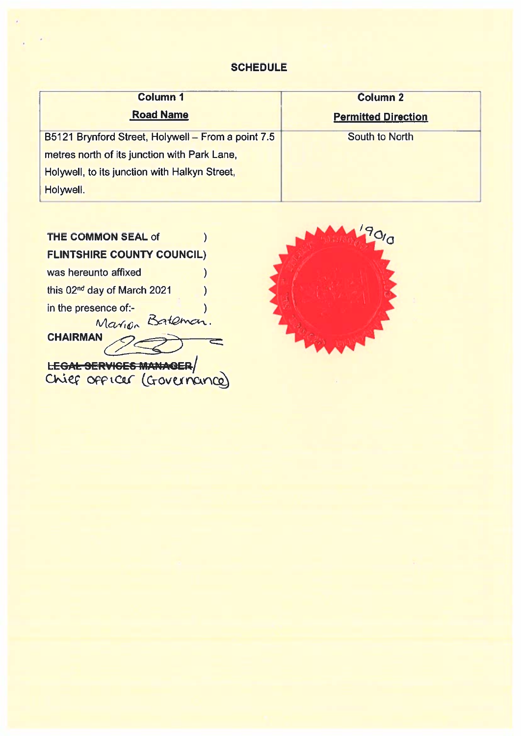## SCHEDULE

| Column 1<br>Road Name | Column 2<br>Permitted Direction |
|---|---|
| B5121 Brynford Street, Holywell – From a point 7.5 metres north of its junction with Park Lane, Holywell, to its junction with Halkyn Street, Holywell. | South to North |

THE COMMON SEAL of )
FLINTSHIRE COUNTY COUNCIL)
was hereunto affixed )
this 02nd day of March 2021 )
in the presence of:- )

Marion Bateman.

CHAIRMAN

~~LEGAL SERVICES MANAGER~~/
Chief Officer (Governance)

19010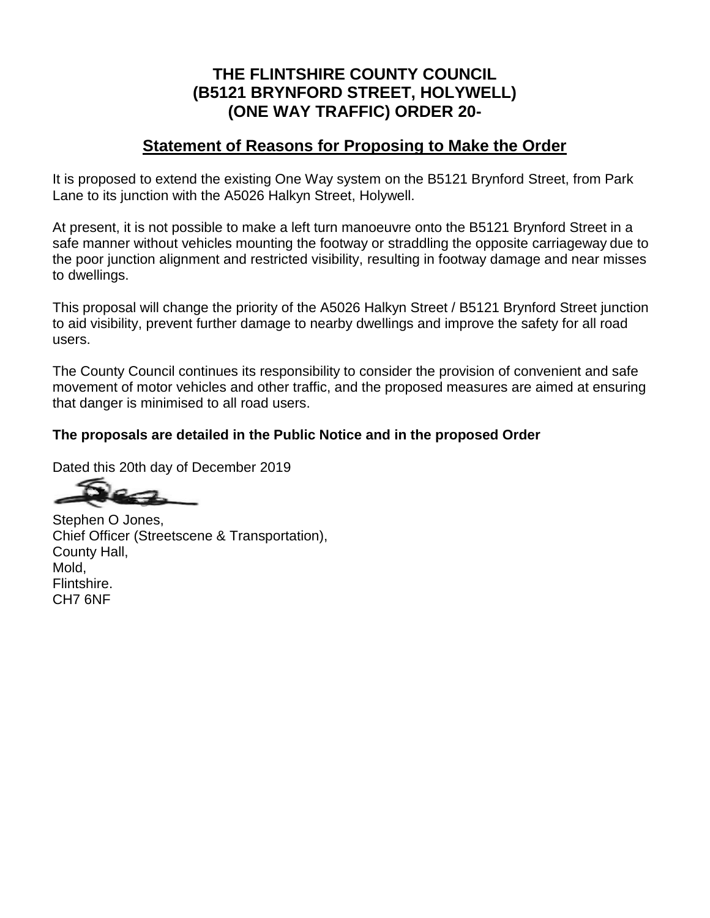# THE FLINTSHIRE COUNTY COUNCIL (B5121 BRYNFORD STREET, HOLYWELL) (ONE WAY TRAFFIC) ORDER 20-

## Statement of Reasons for Proposing to Make the Order

It is proposed to extend the existing One Way system on the B5121 Brynford Street, from Park Lane to its junction with the A5026 Halkyn Street, Holywell.

At present, it is not possible to make a left turn manoeuvre onto the B5121 Brynford Street in a safe manner without vehicles mounting the footway or straddling the opposite carriageway due to the poor junction alignment and restricted visibility, resulting in footway damage and near misses to dwellings.

This proposal will change the priority of the A5026 Halkyn Street / B5121 Brynford Street junction to aid visibility, prevent further damage to nearby dwellings and improve the safety for all road users.

The County Council continues its responsibility to consider the provision of convenient and safe movement of motor vehicles and other traffic, and the proposed measures are aimed at ensuring that danger is minimised to all road users.

**The proposals are detailed in the Public Notice and in the proposed Order**

Dated this 20th day of December 2019

Stephen O Jones,
Chief Officer (Streetscene & Transportation),
County Hall,
Mold,
Flintshire.
CH7 6NF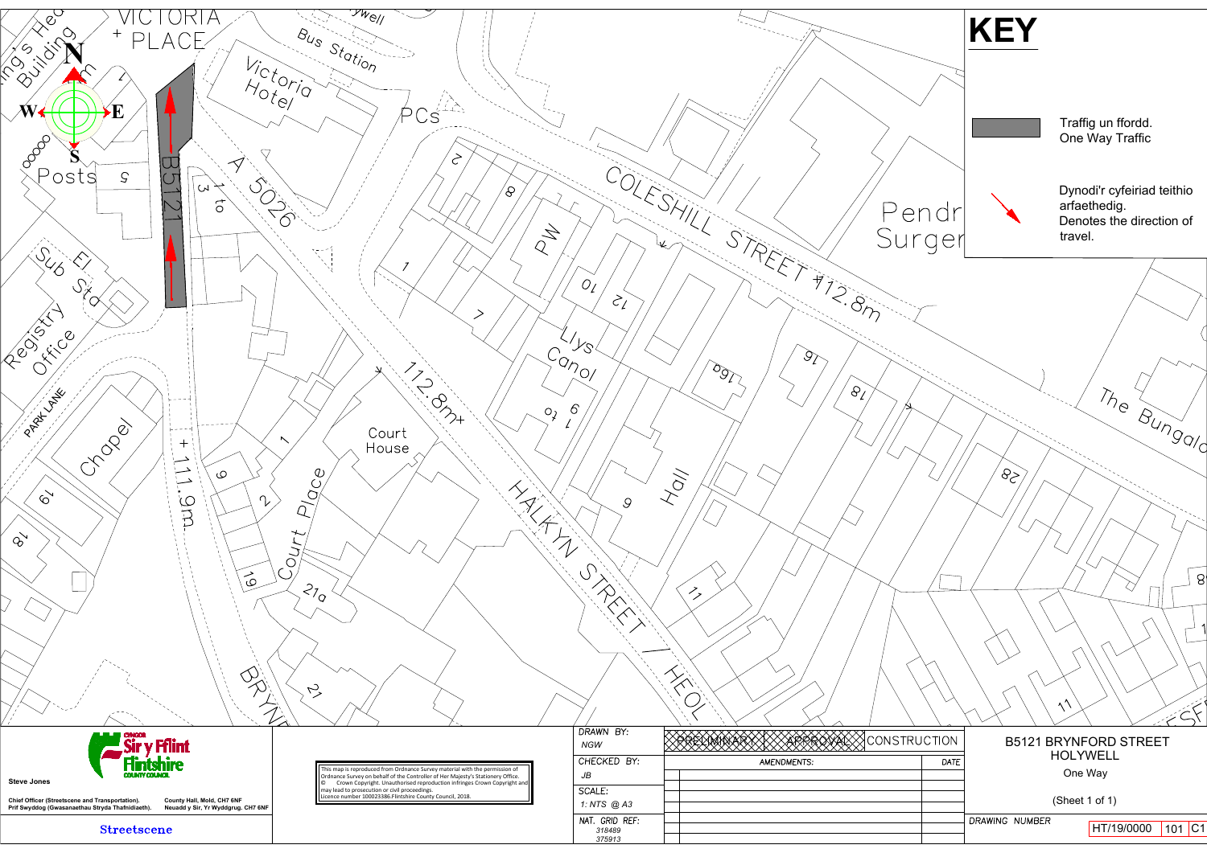# KEY

Traffig un ffordd.
One Way Traffic

Dynodi'r cyfeiriad teithio arfaethedig.
Denotes the direction of travel.

VICTORIA PLACE

Bus Station

Victoria Hotel

PCs

B5121

A 5026

COLESHILL STREET 112.8m

HALKYN STREET / HEOL

112.8m

111.9m

Court House

Court Place

Llys Canol

Hall

Pendr Surger

The Bungalo

Registry Office

PARK LANE

Chapel

El Sub Sta

Posts

BRYN

Steve Jones

Chief Officer (Streetscene and Transportation).
Prif Swyddog (Gwasanaethau Stryda Thafnidiaeth).

County Hall, Mold, CH7 6NF
Neuadd y Sir, Yr Wyddgrug. CH7 6NF

Streetscene

This map is reproduced from Ordnance Survey material with the permission of Ordnance Survey on behalf of the Controller of Her Majesty's Stationery Office. © Crown Copyright. Unauthorised reproduction infringes Crown Copyright and may lead to prosecution or civil proceedings. Licence number 100023386 Flintshire County Council, 2018.

DRAWN BY: NGW

CHECKED BY: JB

SCALE: 1: NTS @ A3

NAT. GRID REF: 318489 375913

PRELIMINARY | APPROVAL | CONSTRUCTION

| AMENDMENTS: | DATE |
|---|---|

B5121 BRYNFORD STREET HOLYWELL

One Way

(Sheet 1 of 1)

DRAWING NUMBER HT/19/0000 | 101 | C1